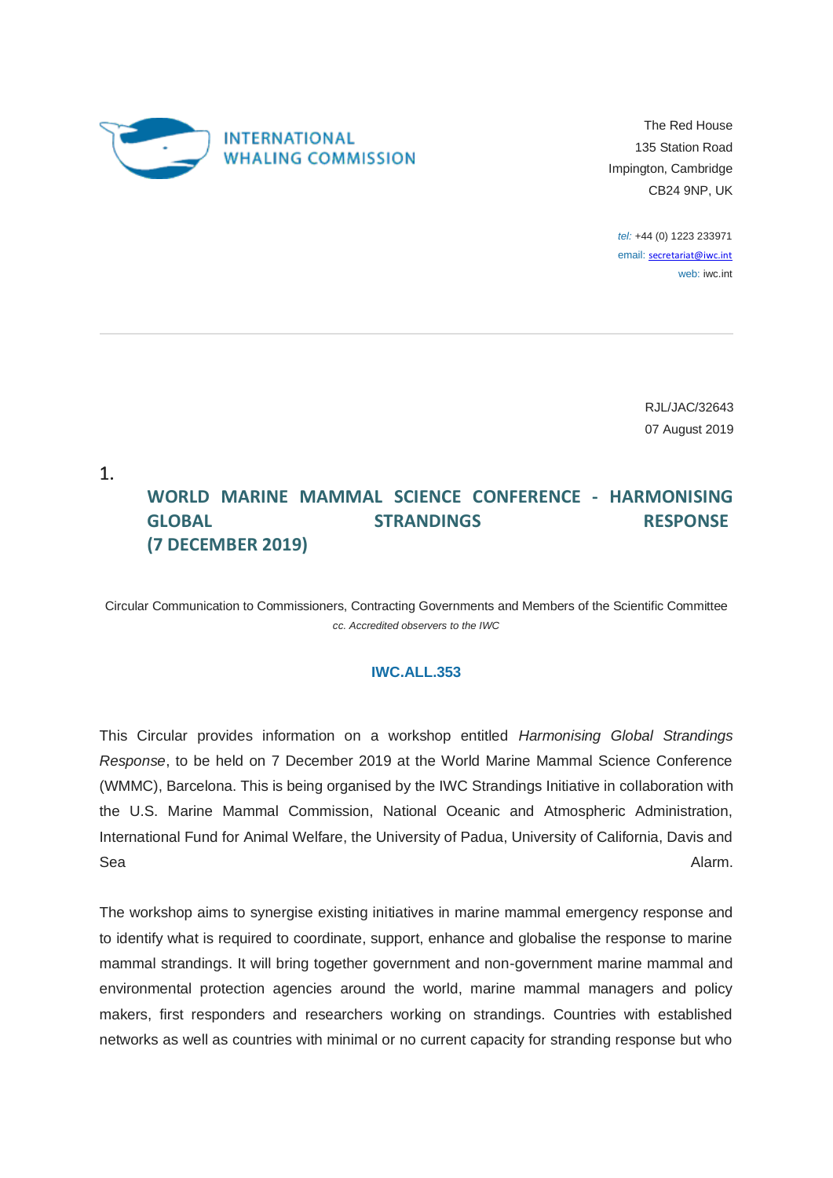INTERNATIONAL WHALING COMMISSION

The Red House
135 Station Road
Impington, Cambridge
CB24 9NP, UK

*tel:* +44 (0) 1223 233971
email: secretariat@iwc.int
web: iwc.int

RJL/JAC/32643
07 August 2019

1.

## WORLD MARINE MAMMAL SCIENCE CONFERENCE - HARMONISING GLOBAL STRANDINGS RESPONSE (7 DECEMBER 2019)

Circular Communication to Commissioners, Contracting Governments and Members of the Scientific Committee
*cc. Accredited observers to the IWC*

**IWC.ALL.353**

This Circular provides information on a workshop entitled *Harmonising Global Strandings Response*, to be held on 7 December 2019 at the World Marine Mammal Science Conference (WMMC), Barcelona. This is being organised by the IWC Strandings Initiative in collaboration with the U.S. Marine Mammal Commission, National Oceanic and Atmospheric Administration, International Fund for Animal Welfare, the University of Padua, University of California, Davis and Sea Alarm.

The workshop aims to synergise existing initiatives in marine mammal emergency response and to identify what is required to coordinate, support, enhance and globalise the response to marine mammal strandings. It will bring together government and non-government marine mammal and environmental protection agencies around the world, marine mammal managers and policy makers, first responders and researchers working on strandings. Countries with established networks as well as countries with minimal or no current capacity for stranding response but who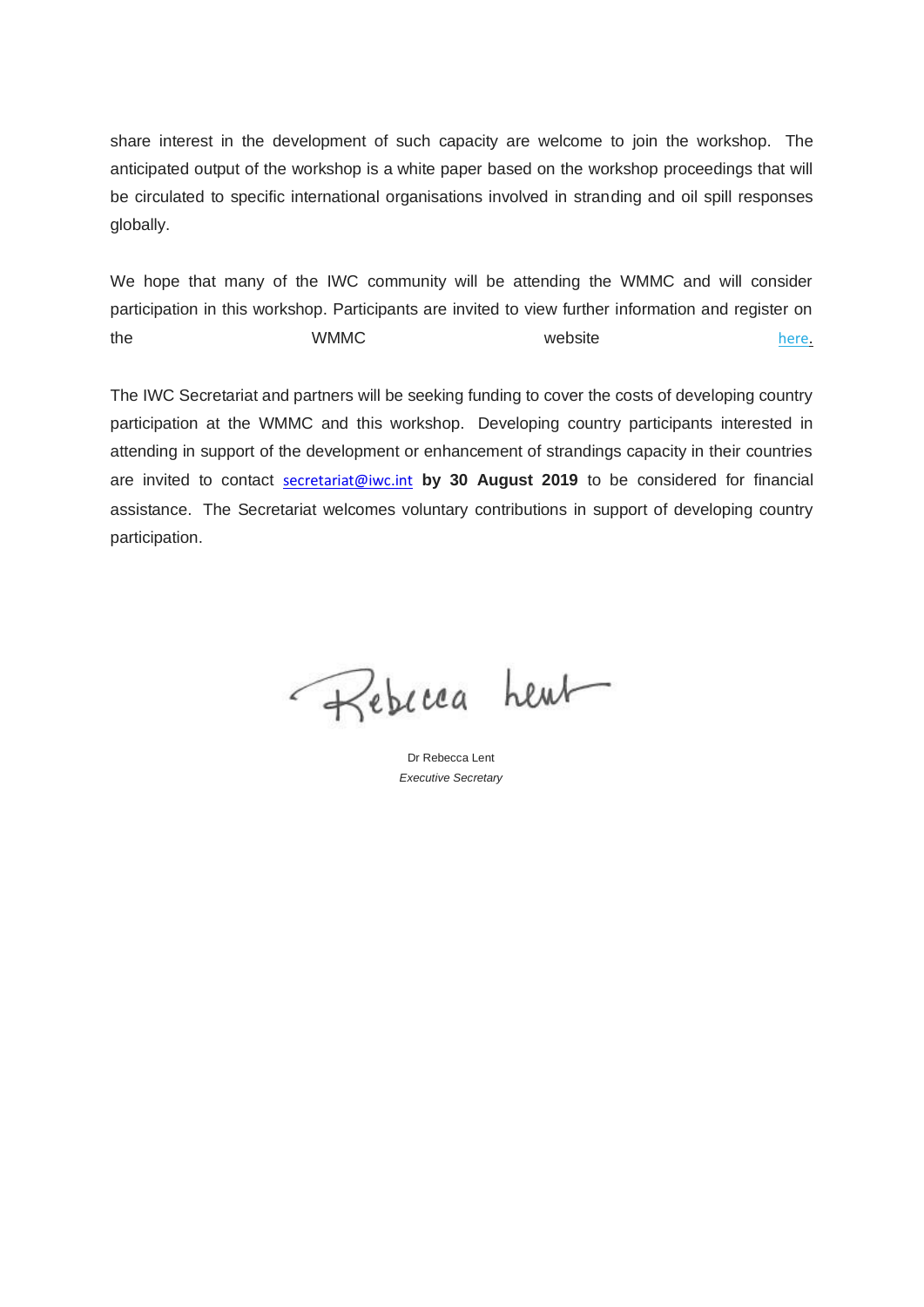share interest in the development of such capacity are welcome to join the workshop. The anticipated output of the workshop is a white paper based on the workshop proceedings that will be circulated to specific international organisations involved in stranding and oil spill responses globally.

We hope that many of the IWC community will be attending the WMMC and will consider participation in this workshop. Participants are invited to view further information and register on the WMMC website here.

The IWC Secretariat and partners will be seeking funding to cover the costs of developing country participation at the WMMC and this workshop. Developing country participants interested in attending in support of the development or enhancement of strandings capacity in their countries are invited to contact secretariat@iwc.int **by 30 August 2019** to be considered for financial assistance. The Secretariat welcomes voluntary contributions in support of developing country participation.

Rebecca Lent

Dr Rebecca Lent
*Executive Secretary*